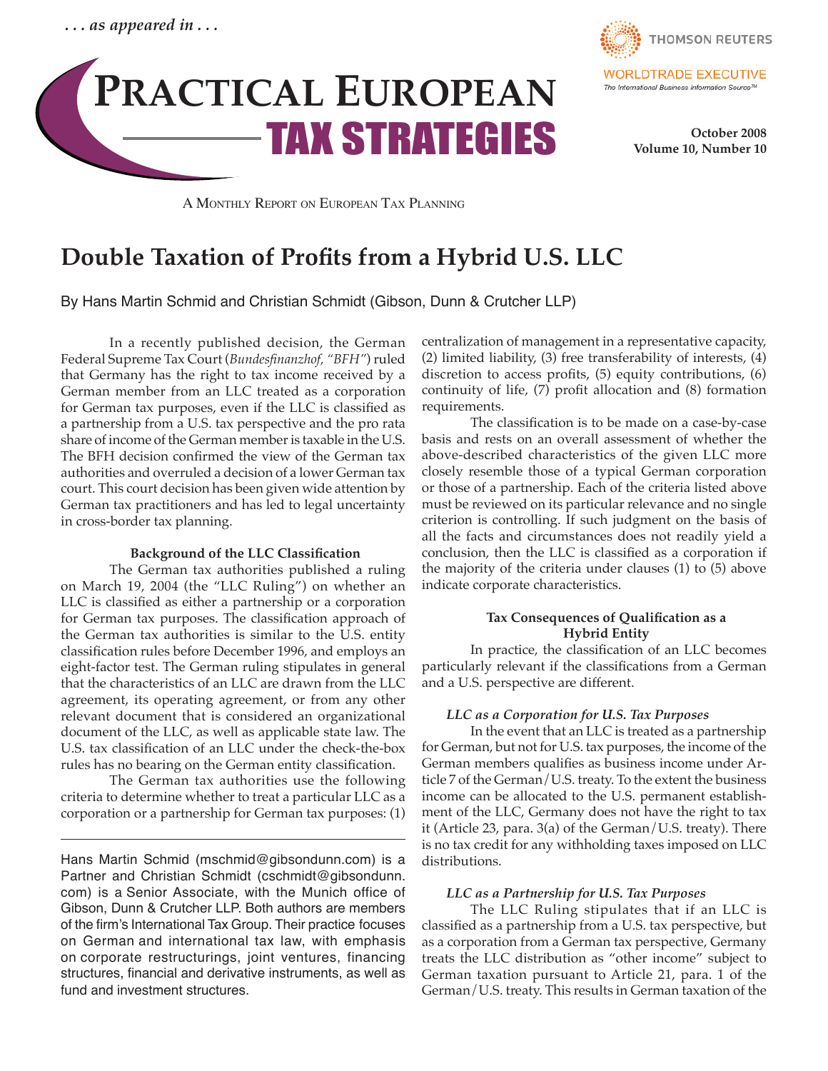*. . . as appeared in . . .*

# Practical European Tax Strategies

A Monthly Report on European Tax Planning

October 2008
Volume 10, Number 10

## Double Taxation of Profits from a Hybrid U.S. LLC

By Hans Martin Schmid and Christian Schmidt (Gibson, Dunn & Crutcher LLP)

In a recently published decision, the German Federal Supreme Tax Court (*Bundesfinanzhof, "BFH"*) ruled that Germany has the right to tax income received by a German member from an LLC treated as a corporation for German tax purposes, even if the LLC is classified as a partnership from a U.S. tax perspective and the pro rata share of income of the German member is taxable in the U.S. The BFH decision confirmed the view of the German tax authorities and overruled a decision of a lower German tax court. This court decision has been given wide attention by German tax practitioners and has led to legal uncertainty in cross-border tax planning.

### Background of the LLC Classification

The German tax authorities published a ruling on March 19, 2004 (the "LLC Ruling") on whether an LLC is classified as either a partnership or a corporation for German tax purposes. The classification approach of the German tax authorities is similar to the U.S. entity classification rules before December 1996, and employs an eight-factor test. The German ruling stipulates in general that the characteristics of an LLC are drawn from the LLC agreement, its operating agreement, or from any other relevant document that is considered an organizational document of the LLC, as well as applicable state law. The U.S. tax classification of an LLC under the check-the-box rules has no bearing on the German entity classification.

The German tax authorities use the following criteria to determine whether to treat a particular LLC as a corporation or a partnership for German tax purposes: (1) centralization of management in a representative capacity, (2) limited liability, (3) free transferability of interests, (4) discretion to access profits, (5) equity contributions, (6) continuity of life, (7) profit allocation and (8) formation requirements.

The classification is to be made on a case-by-case basis and rests on an overall assessment of whether the above-described characteristics of the given LLC more closely resemble those of a typical German corporation or those of a partnership. Each of the criteria listed above must be reviewed on its particular relevance and no single criterion is controlling. If such judgment on the basis of all the facts and circumstances does not readily yield a conclusion, then the LLC is classified as a corporation if the majority of the criteria under clauses (1) to (5) above indicate corporate characteristics.

### Tax Consequences of Qualification as a Hybrid Entity

In practice, the classification of an LLC becomes particularly relevant if the classifications from a German and a U.S. perspective are different.

#### *LLC as a Corporation for U.S. Tax Purposes*

In the event that an LLC is treated as a partnership for German, but not for U.S. tax purposes, the income of the German members qualifies as business income under Article 7 of the German/U.S. treaty. To the extent the business income can be allocated to the U.S. permanent establishment of the LLC, Germany does not have the right to tax it (Article 23, para. 3(a) of the German/U.S. treaty). There is no tax credit for any withholding taxes imposed on LLC distributions.

#### *LLC as a Partnership for U.S. Tax Purposes*

The LLC Ruling stipulates that if an LLC is classified as a partnership from a U.S. tax perspective, but as a corporation from a German tax perspective, Germany treats the LLC distribution as "other income" subject to German taxation pursuant to Article 21, para. 1 of the German/U.S. treaty. This results in German taxation of the

---

Hans Martin Schmid (mschmid@gibsondunn.com) is a Partner and Christian Schmidt (cschmidt@gibsondunn.com) is a Senior Associate, with the Munich office of Gibson, Dunn & Crutcher LLP. Both authors are members of the firm's International Tax Group. Their practice focuses on German and international tax law, with emphasis on corporate restructurings, joint ventures, financing structures, financial and derivative instruments, as well as fund and investment structures.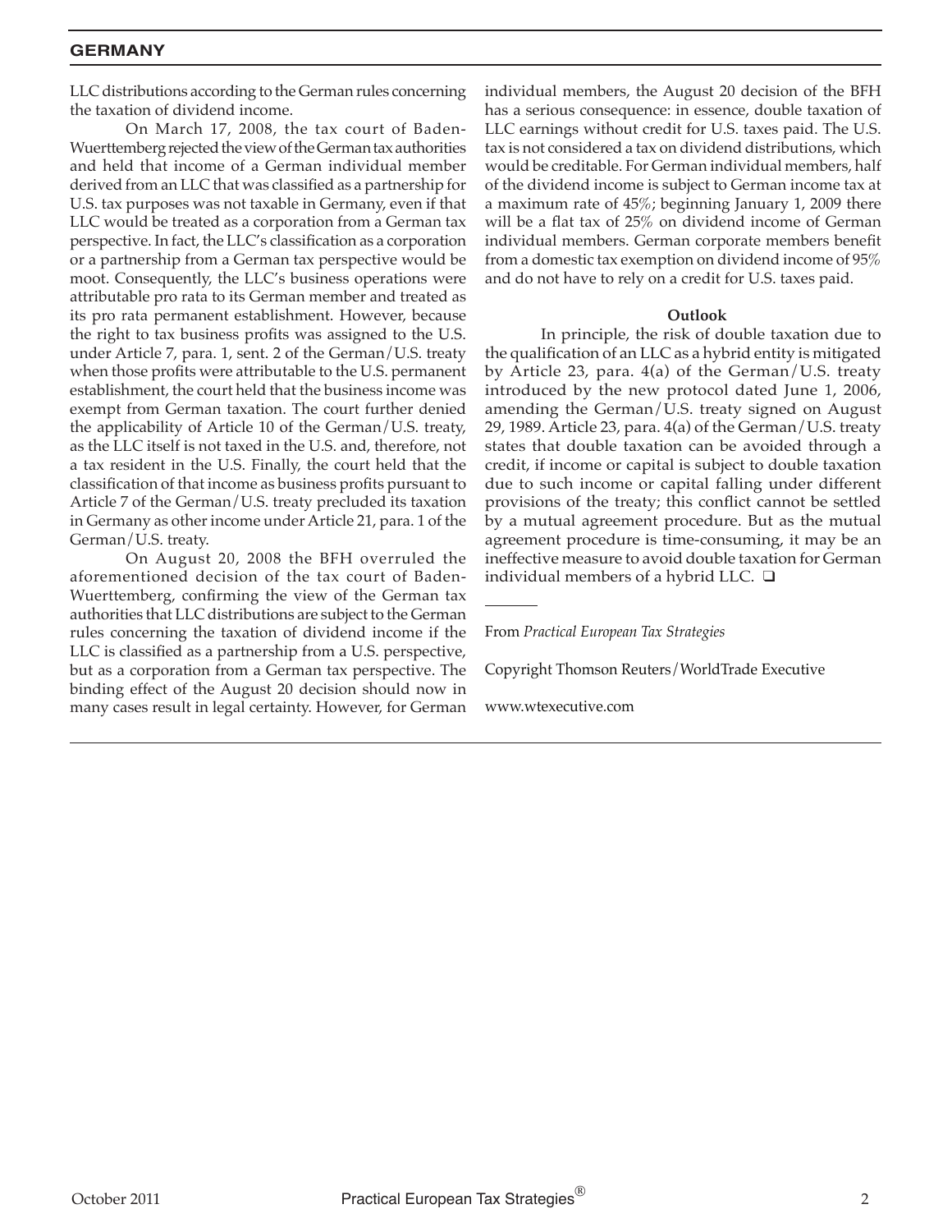LLC distributions according to the German rules concerning the taxation of dividend income.

On March 17, 2008, the tax court of Baden-Wuerttemberg rejected the view of the German tax authorities and held that income of a German individual member derived from an LLC that was classified as a partnership for U.S. tax purposes was not taxable in Germany, even if that LLC would be treated as a corporation from a German tax perspective. In fact, the LLC's classification as a corporation or a partnership from a German tax perspective would be moot. Consequently, the LLC's business operations were attributable pro rata to its German member and treated as its pro rata permanent establishment. However, because the right to tax business profits was assigned to the U.S. under Article 7, para. 1, sent. 2 of the German/U.S. treaty when those profits were attributable to the U.S. permanent establishment, the court held that the business income was exempt from German taxation. The court further denied the applicability of Article 10 of the German/U.S. treaty, as the LLC itself is not taxed in the U.S. and, therefore, not a tax resident in the U.S. Finally, the court held that the classification of that income as business profits pursuant to Article 7 of the German/U.S. treaty precluded its taxation in Germany as other income under Article 21, para. 1 of the German/U.S. treaty.

On August 20, 2008 the BFH overruled the aforementioned decision of the tax court of Baden-Wuerttemberg, confirming the view of the German tax authorities that LLC distributions are subject to the German rules concerning the taxation of dividend income if the LLC is classified as a partnership from a U.S. perspective, but as a corporation from a German tax perspective. The binding effect of the August 20 decision should now in many cases result in legal certainty. However, for German individual members, the August 20 decision of the BFH has a serious consequence: in essence, double taxation of LLC earnings without credit for U.S. taxes paid. The U.S. tax is not considered a tax on dividend distributions, which would be creditable. For German individual members, half of the dividend income is subject to German income tax at a maximum rate of 45%; beginning January 1, 2009 there will be a flat tax of 25% on dividend income of German individual members. German corporate members benefit from a domestic tax exemption on dividend income of 95% and do not have to rely on a credit for U.S. taxes paid.

### Outlook

In principle, the risk of double taxation due to the qualification of an LLC as a hybrid entity is mitigated by Article 23, para. 4(a) of the German/U.S. treaty introduced by the new protocol dated June 1, 2006, amending the German/U.S. treaty signed on August 29, 1989. Article 23, para. 4(a) of the German/U.S. treaty states that double taxation can be avoided through a credit, if income or capital is subject to double taxation due to such income or capital falling under different provisions of the treaty; this conflict cannot be settled by a mutual agreement procedure. But as the mutual agreement procedure is time-consuming, it may be an ineffective measure to avoid double taxation for German individual members of a hybrid LLC. ❑

---

From *Practical European Tax Strategies*

Copyright Thomson Reuters/WorldTrade Executive

www.wtexecutive.com